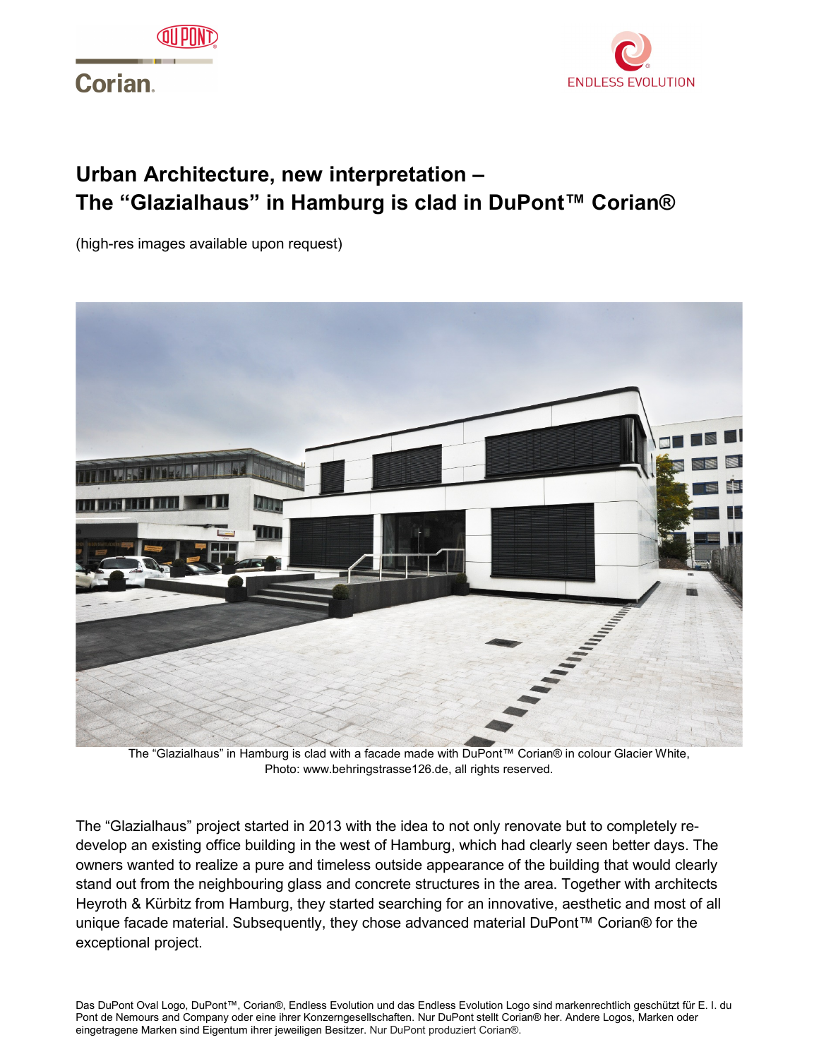# Urban Architecture, new interpretation – The “Glazialhaus” in Hamburg is clad in DuPont™ Corian®

(high-res images available upon request)

The “Glazialhaus” in Hamburg is clad with a facade made with DuPont™ Corian® in colour Glacier White, Photo: www.behringstrasse126.de, all rights reserved.

The “Glazialhaus” project started in 2013 with the idea to not only renovate but to completely re-develop an existing office building in the west of Hamburg, which had clearly seen better days. The owners wanted to realize a pure and timeless outside appearance of the building that would clearly stand out from the neighbouring glass and concrete structures in the area. Together with architects Heyroth & Kürbitz from Hamburg, they started searching for an innovative, aesthetic and most of all unique facade material. Subsequently, they chose advanced material DuPont™ Corian® for the exceptional project.

Das DuPont Oval Logo, DuPont™, Corian®, Endless Evolution und das Endless Evolution Logo sind markenrechtlich geschützt für E. I. du Pont de Nemours and Company oder eine ihrer Konzerngesellschaften. Nur DuPont stellt Corian® her. Andere Logos, Marken oder eingetragene Marken sind Eigentum ihrer jeweiligen Besitzer. Nur DuPont produziert Corian®.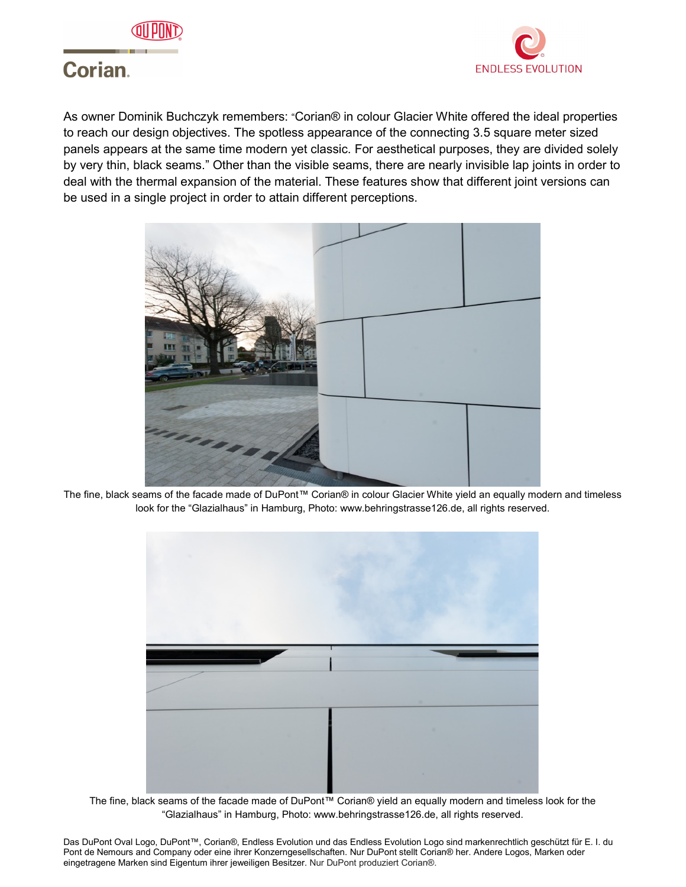As owner Dominik Buchczyk remembers: "Corian® in colour Glacier White offered the ideal properties to reach our design objectives. The spotless appearance of the connecting 3.5 square meter sized panels appears at the same time modern yet classic. For aesthetical purposes, they are divided solely by very thin, black seams." Other than the visible seams, there are nearly invisible lap joints in order to deal with the thermal expansion of the material. These features show that different joint versions can be used in a single project in order to attain different perceptions.

The fine, black seams of the facade made of DuPont™ Corian® in colour Glacier White yield an equally modern and timeless look for the "Glazialhaus" in Hamburg, Photo: www.behringstrasse126.de, all rights reserved.

The fine, black seams of the facade made of DuPont™ Corian® yield an equally modern and timeless look for the "Glazialhaus" in Hamburg, Photo: www.behringstrasse126.de, all rights reserved.

Das DuPont Oval Logo, DuPont™, Corian®, Endless Evolution und das Endless Evolution Logo sind markenrechtlich geschützt für E. I. du Pont de Nemours and Company oder eine ihrer Konzerngesellschaften. Nur DuPont stellt Corian® her. Andere Logos, Marken oder eingetragene Marken sind Eigentum ihrer jeweiligen Besitzer. Nur DuPont produziert Corian®.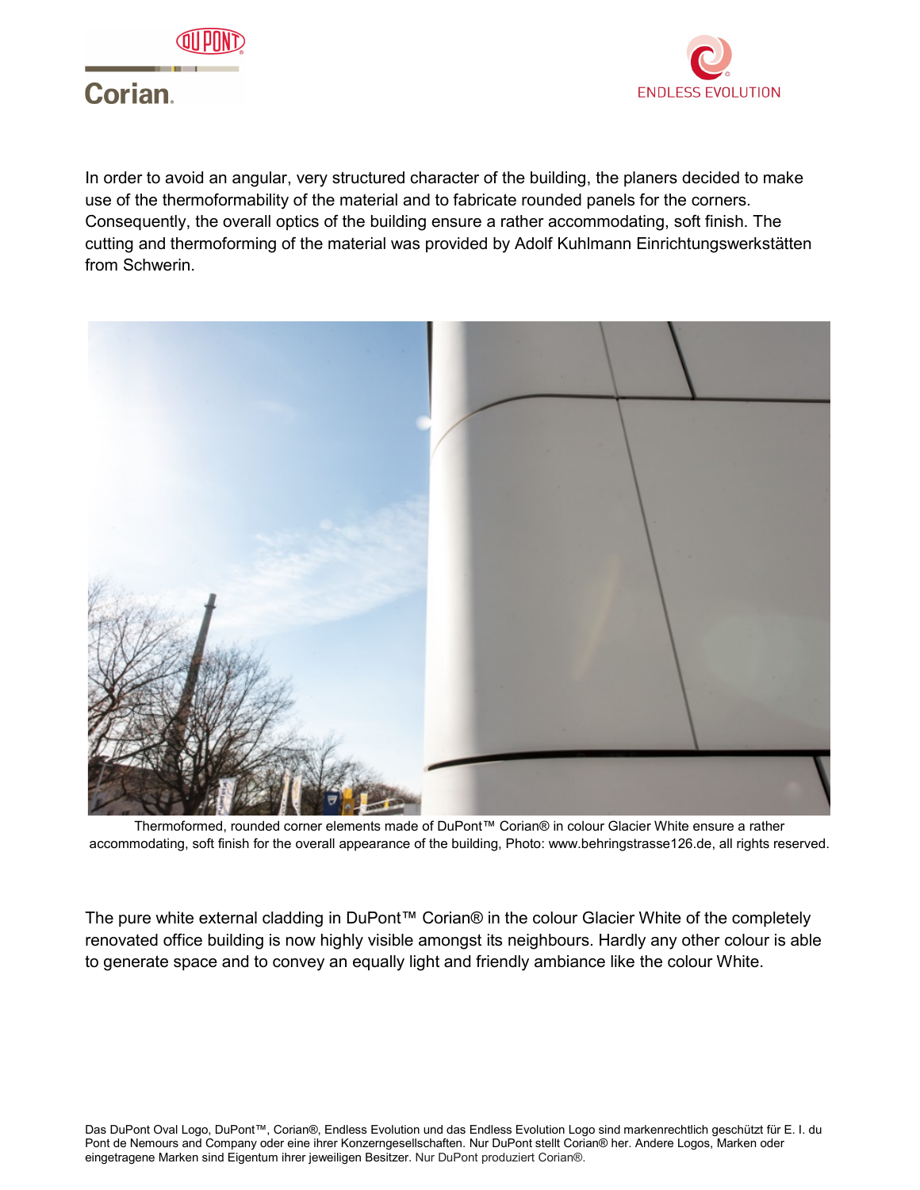In order to avoid an angular, very structured character of the building, the planers decided to make use of the thermoformability of the material and to fabricate rounded panels for the corners. Consequently, the overall optics of the building ensure a rather accommodating, soft finish. The cutting and thermoforming of the material was provided by Adolf Kuhlmann Einrichtungswerkstätten from Schwerin.

Thermoformed, rounded corner elements made of DuPont™ Corian® in colour Glacier White ensure a rather accommodating, soft finish for the overall appearance of the building, Photo: www.behringstrasse126.de, all rights reserved.

The pure white external cladding in DuPont™ Corian® in the colour Glacier White of the completely renovated office building is now highly visible amongst its neighbours. Hardly any other colour is able to generate space and to convey an equally light and friendly ambiance like the colour White.

Das DuPont Oval Logo, DuPont™, Corian®, Endless Evolution und das Endless Evolution Logo sind markenrechtlich geschützt für E. I. du Pont de Nemours and Company oder eine ihrer Konzerngesellschaften. Nur DuPont stellt Corian® her. Andere Logos, Marken oder eingetragene Marken sind Eigentum ihrer jeweiligen Besitzer. Nur DuPont produziert Corian®.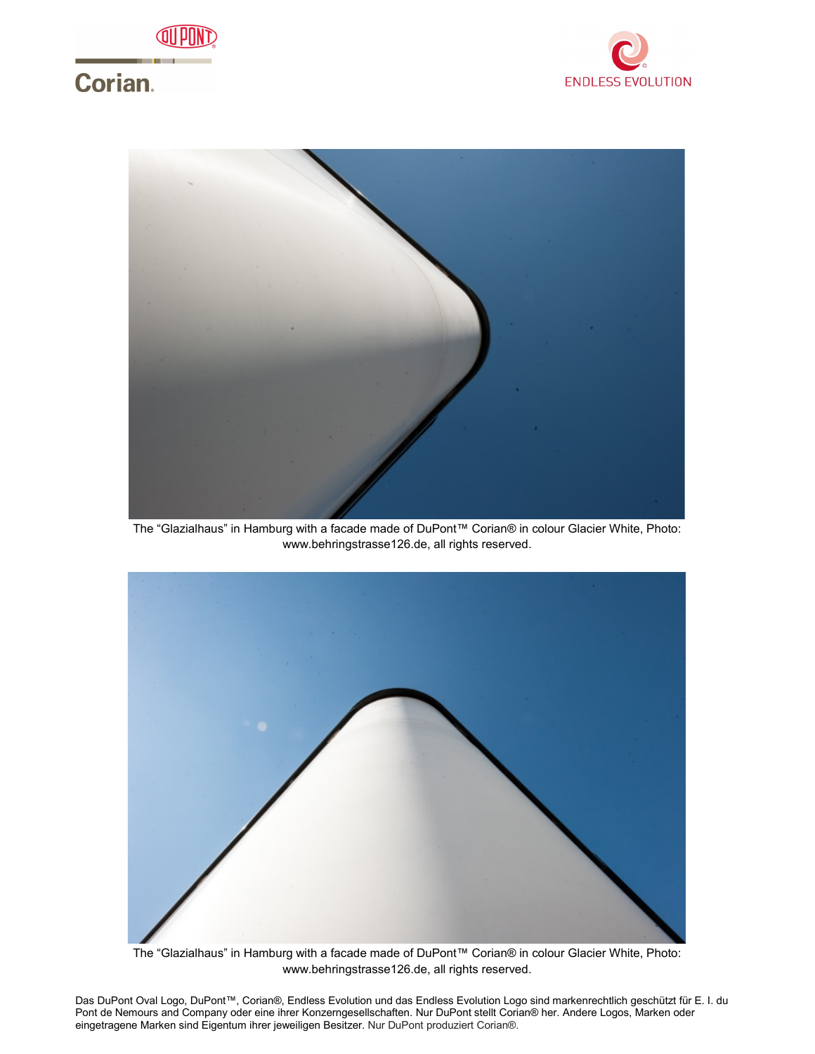The “Glazialhaus” in Hamburg with a facade made of DuPont™ Corian® in colour Glacier White, Photo: www.behringstrasse126.de, all rights reserved.

The “Glazialhaus” in Hamburg with a facade made of DuPont™ Corian® in colour Glacier White, Photo: www.behringstrasse126.de, all rights reserved.

Das DuPont Oval Logo, DuPont™, Corian®, Endless Evolution und das Endless Evolution Logo sind markenrechtlich geschützt für E. I. du Pont de Nemours and Company oder eine ihrer Konzerngesellschaften. Nur DuPont stellt Corian® her. Andere Logos, Marken oder eingetragene Marken sind Eigentum ihrer jeweiligen Besitzer. Nur DuPont produziert Corian®.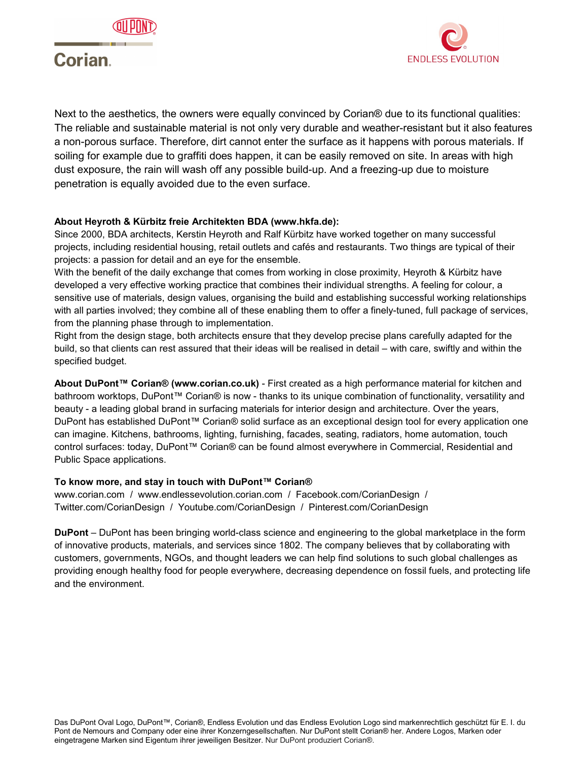Next to the aesthetics, the owners were equally convinced by Corian® due to its functional qualities: The reliable and sustainable material is not only very durable and weather-resistant but it also features a non-porous surface. Therefore, dirt cannot enter the surface as it happens with porous materials. If soiling for example due to graffiti does happen, it can be easily removed on site. In areas with high dust exposure, the rain will wash off any possible build-up. And a freezing-up due to moisture penetration is equally avoided due to the even surface.

**About Heyroth & Kürbitz freie Architekten BDA (www.hkfa.de):**
Since 2000, BDA architects, Kerstin Heyroth and Ralf Kürbitz have worked together on many successful projects, including residential housing, retail outlets and cafés and restaurants. Two things are typical of their projects: a passion for detail and an eye for the ensemble.
With the benefit of the daily exchange that comes from working in close proximity, Heyroth & Kürbitz have developed a very effective working practice that combines their individual strengths. A feeling for colour, a sensitive use of materials, design values, organising the build and establishing successful working relationships with all parties involved; they combine all of these enabling them to offer a finely-tuned, full package of services, from the planning phase through to implementation.
Right from the design stage, both architects ensure that they develop precise plans carefully adapted for the build, so that clients can rest assured that their ideas will be realised in detail – with care, swiftly and within the specified budget.

**About DuPont™ Corian® (www.corian.co.uk)** - First created as a high performance material for kitchen and bathroom worktops, DuPont™ Corian® is now - thanks to its unique combination of functionality, versatility and beauty - a leading global brand in surfacing materials for interior design and architecture. Over the years, DuPont has established DuPont™ Corian® solid surface as an exceptional design tool for every application one can imagine. Kitchens, bathrooms, lighting, furnishing, facades, seating, radiators, home automation, touch control surfaces: today, DuPont™ Corian® can be found almost everywhere in Commercial, Residential and Public Space applications.

**To know more, and stay in touch with DuPont™ Corian®**
www.corian.com / www.endlessevolution.corian.com / Facebook.com/CorianDesign / Twitter.com/CorianDesign / Youtube.com/CorianDesign / Pinterest.com/CorianDesign

**DuPont** – DuPont has been bringing world-class science and engineering to the global marketplace in the form of innovative products, materials, and services since 1802. The company believes that by collaborating with customers, governments, NGOs, and thought leaders we can help find solutions to such global challenges as providing enough healthy food for people everywhere, decreasing dependence on fossil fuels, and protecting life and the environment.

Das DuPont Oval Logo, DuPont™, Corian®, Endless Evolution und das Endless Evolution Logo sind markenrechtlich geschützt für E. I. du Pont de Nemours and Company oder eine ihrer Konzerngesellschaften. Nur DuPont stellt Corian® her. Andere Logos, Marken oder eingetragene Marken sind Eigentum ihrer jeweiligen Besitzer. Nur DuPont produziert Corian®.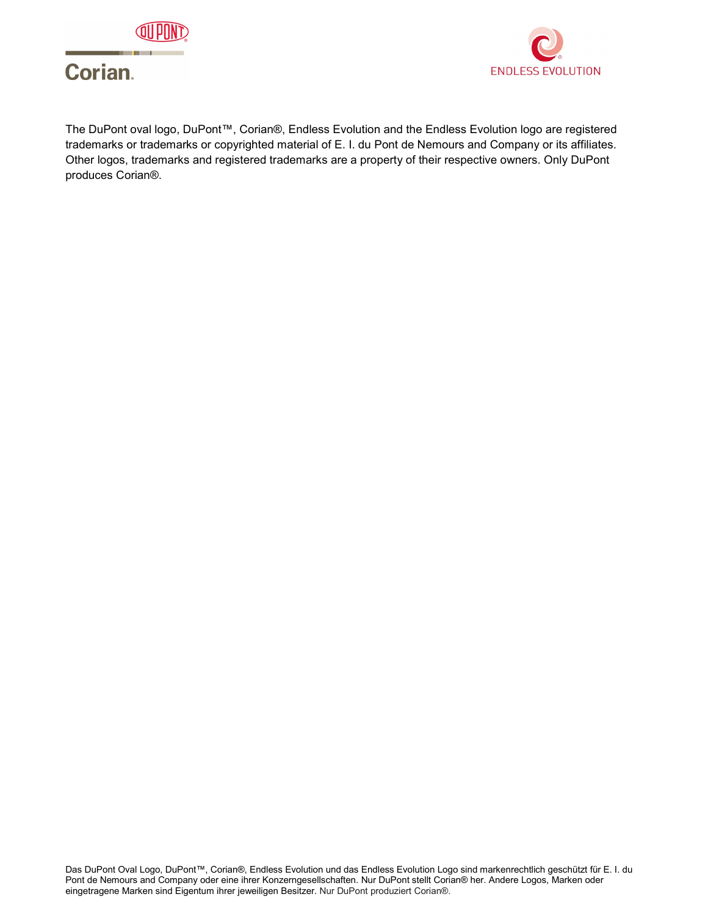The DuPont oval logo, DuPont™, Corian®, Endless Evolution and the Endless Evolution logo are registered trademarks or trademarks or copyrighted material of E. I. du Pont de Nemours and Company or its affiliates. Other logos, trademarks and registered trademarks are a property of their respective owners. Only DuPont produces Corian®.

Das DuPont Oval Logo, DuPont™, Corian®, Endless Evolution und das Endless Evolution Logo sind markenrechtlich geschützt für E. I. du Pont de Nemours and Company oder eine ihrer Konzerngesellschaften. Nur DuPont stellt Corian® her. Andere Logos, Marken oder eingetragene Marken sind Eigentum ihrer jeweiligen Besitzer. Nur DuPont produziert Corian®.